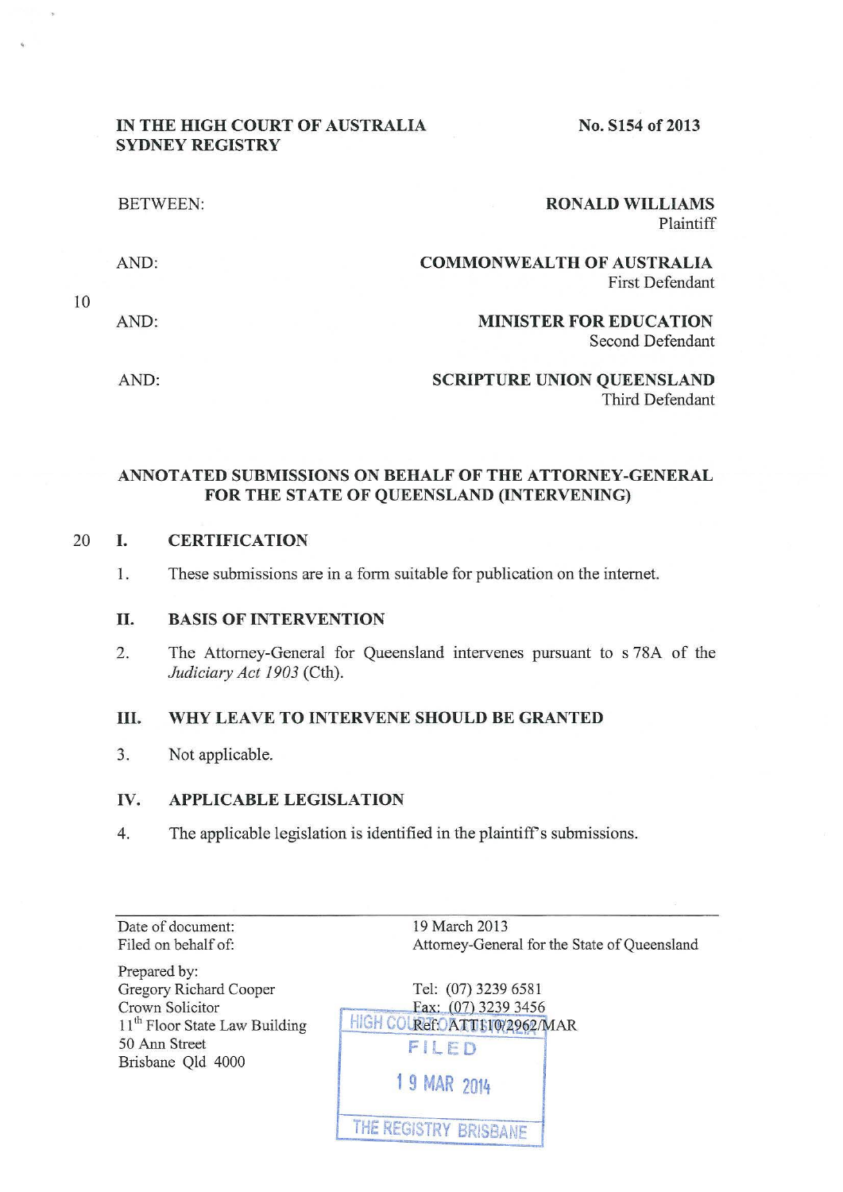IN THE HIGH COURT OF AUSTRALIA
SYDNEY REGISTRY

No. S154 of 2013

BETWEEN: **RONALD WILLIAMS**
Plaintiff

AND: **COMMONWEALTH OF AUSTRALIA**
First Defendant

AND: **MINISTER FOR EDUCATION**
Second Defendant

AND: **SCRIPTURE UNION QUEENSLAND**
Third Defendant

## ANNOTATED SUBMISSIONS ON BEHALF OF THE ATTORNEY-GENERAL FOR THE STATE OF QUEENSLAND (INTERVENING)

### I. CERTIFICATION

1. These submissions are in a form suitable for publication on the internet.

### II. BASIS OF INTERVENTION

2. The Attorney-General for Queensland intervenes pursuant to s 78A of the *Judiciary Act 1903* (Cth).

### III. WHY LEAVE TO INTERVENE SHOULD BE GRANTED

3. Not applicable.

### IV. APPLICABLE LEGISLATION

4. The applicable legislation is identified in the plaintiff's submissions.

---

Date of document: 19 March 2013
Filed on behalf of: Attorney-General for the State of Queensland

Prepared by:
Gregory Richard Cooper
Crown Solicitor
11th Floor State Law Building
50 Ann Street
Brisbane Qld 4000

Tel: (07) 3239 6581
Fax: (07) 3239 3456
Ref: ATT110/2962/MAR

HIGH COURT OF AUSTRALIA
FILED
19 MAR 2014
THE REGISTRY BRISBANE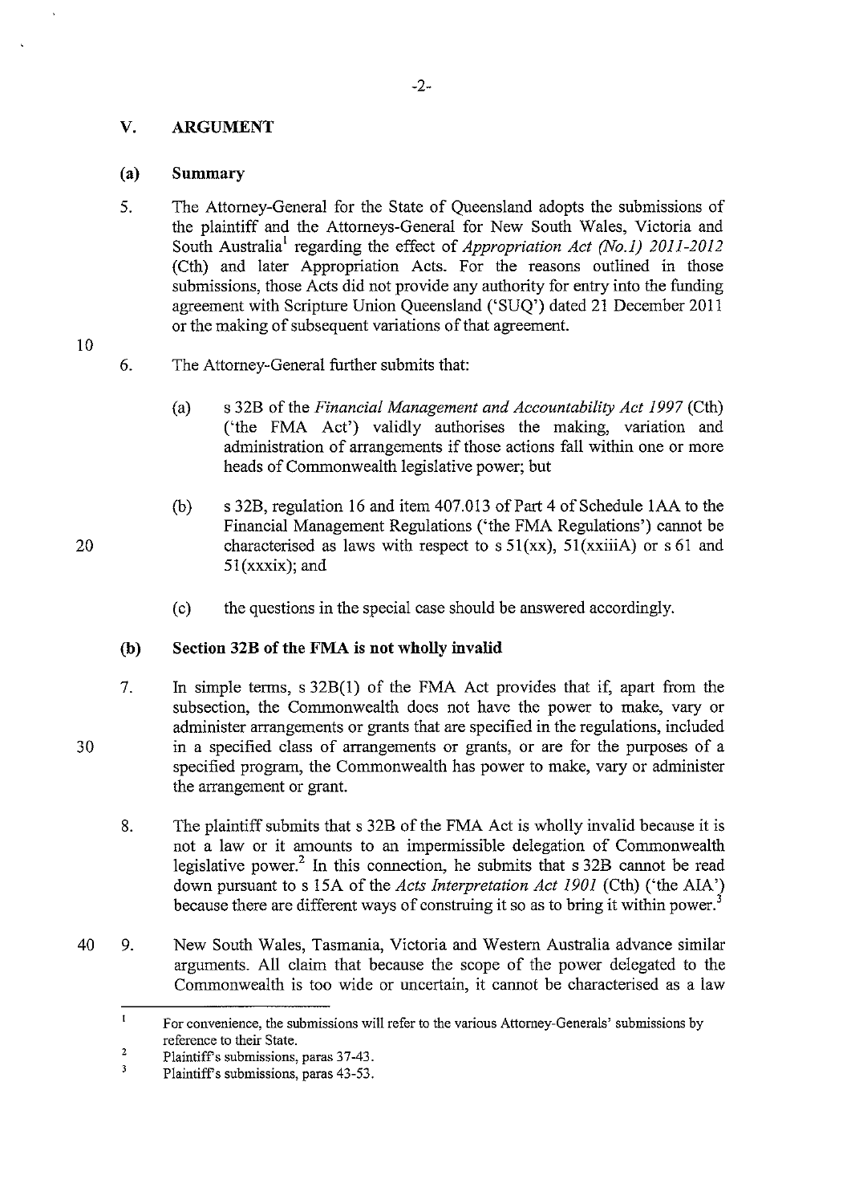## V. ARGUMENT

### (a) Summary

5. The Attorney-General for the State of Queensland adopts the submissions of the plaintiff and the Attorneys-General for New South Wales, Victoria and South Australia[1] regarding the effect of *Appropriation Act (No.1) 2011-2012* (Cth) and later Appropriation Acts. For the reasons outlined in those submissions, those Acts did not provide any authority for entry into the funding agreement with Scripture Union Queensland ('SUQ') dated 21 December 2011 or the making of subsequent variations of that agreement.

6. The Attorney-General further submits that:

   (a) s 32B of the *Financial Management and Accountability Act 1997* (Cth) ('the FMA Act') validly authorises the making, variation and administration of arrangements if those actions fall within one or more heads of Commonwealth legislative power; but

   (b) s 32B, regulation 16 and item 407.013 of Part 4 of Schedule 1AA to the Financial Management Regulations ('the FMA Regulations') cannot be characterised as laws with respect to s 51(xx), 51(xxiiiA) or s 61 and 51(xxxix); and

   (c) the questions in the special case should be answered accordingly.

### (b) Section 32B of the FMA is not wholly invalid

7. In simple terms, s 32B(1) of the FMA Act provides that if, apart from the subsection, the Commonwealth does not have the power to make, vary or administer arrangements or grants that are specified in the regulations, included in a specified class of arrangements or grants, or are for the purposes of a specified program, the Commonwealth has power to make, vary or administer the arrangement or grant.

8. The plaintiff submits that s 32B of the FMA Act is wholly invalid because it is not a law or it amounts to an impermissible delegation of Commonwealth legislative power.[2] In this connection, he submits that s 32B cannot be read down pursuant to s 15A of the *Acts Interpretation Act 1901* (Cth) ('the AIA') because there are different ways of construing it so as to bring it within power.[3]

9. New South Wales, Tasmania, Victoria and Western Australia advance similar arguments. All claim that because the scope of the power delegated to the Commonwealth is too wide or uncertain, it cannot be characterised as a law

---

[1] For convenience, the submissions will refer to the various Attorney-Generals' submissions by reference to their State.

[2] Plaintiff's submissions, paras 37-43.

[3] Plaintiff's submissions, paras 43-53.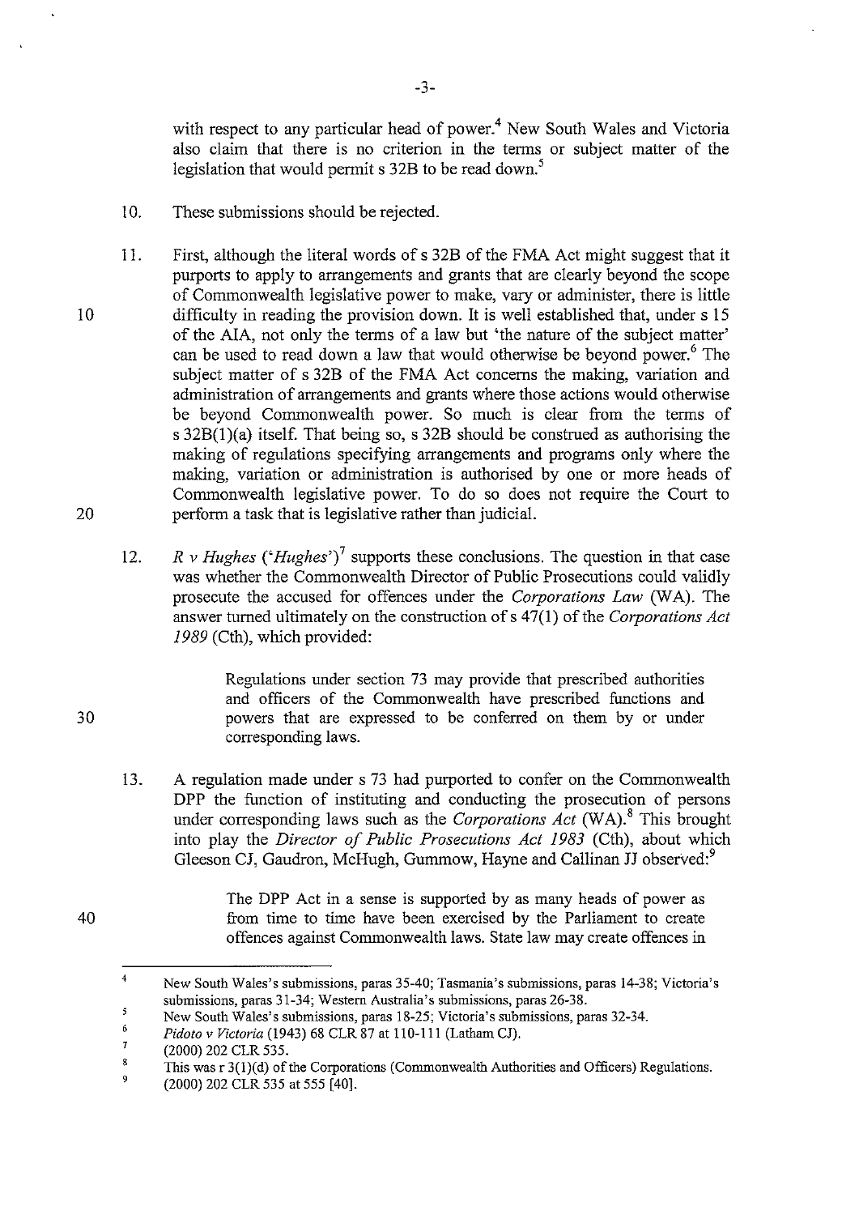with respect to any particular head of power.[4] New South Wales and Victoria also claim that there is no criterion in the terms or subject matter of the legislation that would permit s 32B to be read down.[5]

10. These submissions should be rejected.

11. First, although the literal words of s 32B of the FMA Act might suggest that it purports to apply to arrangements and grants that are clearly beyond the scope of Commonwealth legislative power to make, vary or administer, there is little difficulty in reading the provision down. It is well established that, under s 15 of the AIA, not only the terms of a law but 'the nature of the subject matter' can be used to read down a law that would otherwise be beyond power.[6] The subject matter of s 32B of the FMA Act concerns the making, variation and administration of arrangements and grants where those actions would otherwise be beyond Commonwealth power. So much is clear from the terms of s 32B(1)(a) itself. That being so, s 32B should be construed as authorising the making of regulations specifying arrangements and programs only where the making, variation or administration is authorised by one or more heads of Commonwealth legislative power. To do so does not require the Court to perform a task that is legislative rather than judicial.

12. *R v Hughes* ('*Hughes*')[7] supports these conclusions. The question in that case was whether the Commonwealth Director of Public Prosecutions could validly prosecute the accused for offences under the *Corporations Law* (WA). The answer turned ultimately on the construction of s 47(1) of the *Corporations Act 1989* (Cth), which provided:

> Regulations under section 73 may provide that prescribed authorities and officers of the Commonwealth have prescribed functions and powers that are expressed to be conferred on them by or under corresponding laws.

13. A regulation made under s 73 had purported to confer on the Commonwealth DPP the function of instituting and conducting the prosecution of persons under corresponding laws such as the *Corporations Act* (WA).[8] This brought into play the *Director of Public Prosecutions Act 1983* (Cth), about which Gleeson CJ, Gaudron, McHugh, Gummow, Hayne and Callinan JJ observed:[9]

> The DPP Act in a sense is supported by as many heads of power as from time to time have been exercised by the Parliament to create offences against Commonwealth laws. State law may create offences in

---

4 New South Wales's submissions, paras 35-40; Tasmania's submissions, paras 14-38; Victoria's submissions, paras 31-34; Western Australia's submissions, paras 26-38.

5 New South Wales's submissions, paras 18-25; Victoria's submissions, paras 32-34.

6 *Pidoto v Victoria* (1943) 68 CLR 87 at 110-111 (Latham CJ).

7 (2000) 202 CLR 535.

8 This was r 3(1)(d) of the Corporations (Commonwealth Authorities and Officers) Regulations.

9 (2000) 202 CLR 535 at 555 [40].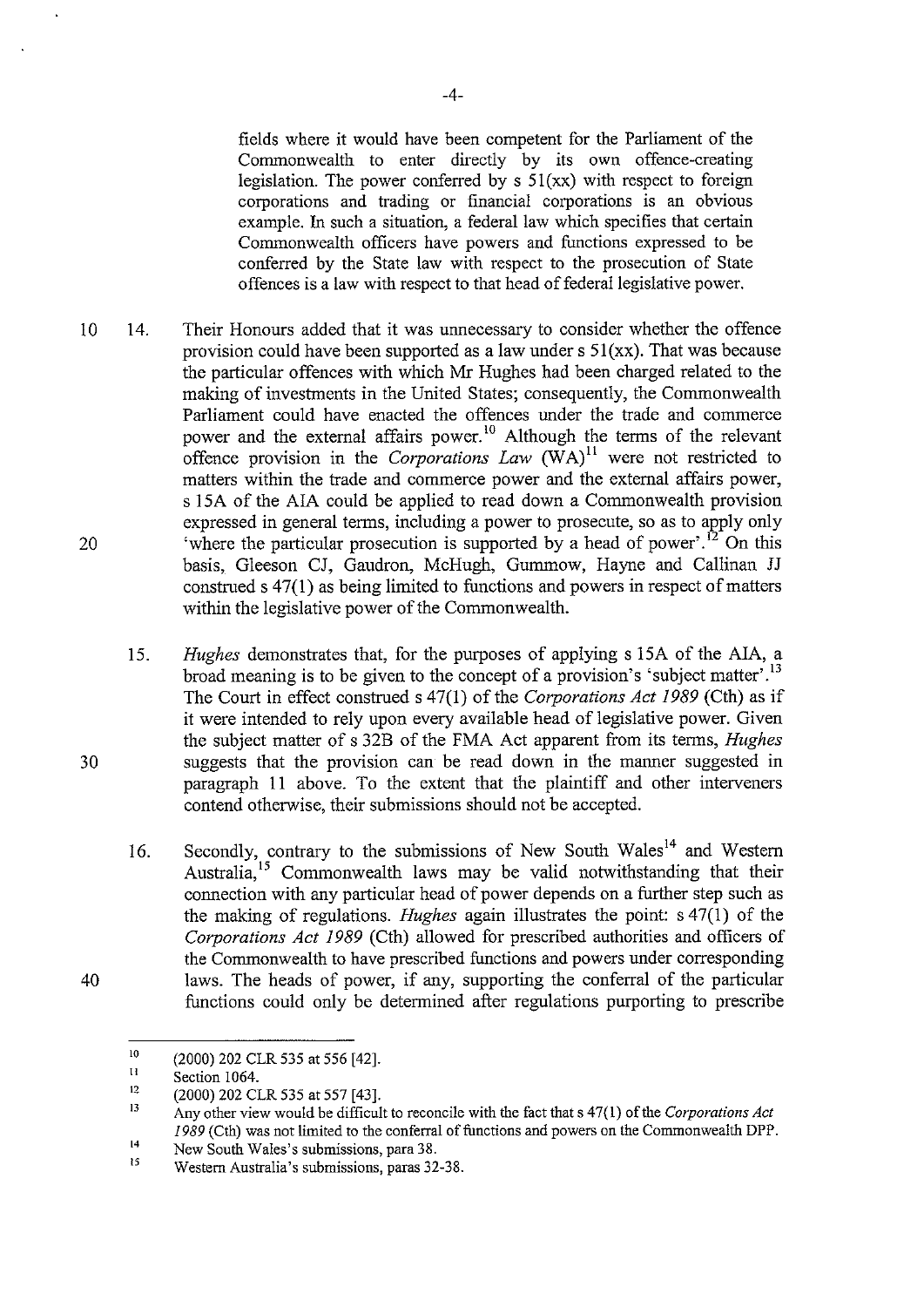fields where it would have been competent for the Parliament of the Commonwealth to enter directly by its own offence-creating legislation. The power conferred by s 51(xx) with respect to foreign corporations and trading or financial corporations is an obvious example. In such a situation, a federal law which specifies that certain Commonwealth officers have powers and functions expressed to be conferred by the State law with respect to the prosecution of State offences is a law with respect to that head of federal legislative power.

14. Their Honours added that it was unnecessary to consider whether the offence provision could have been supported as a law under s 51(xx). That was because the particular offences with which Mr Hughes had been charged related to the making of investments in the United States; consequently, the Commonwealth Parliament could have enacted the offences under the trade and commerce power and the external affairs power.[10] Although the terms of the relevant offence provision in the *Corporations Law* (WA)[11] were not restricted to matters within the trade and commerce power and the external affairs power, s 15A of the AIA could be applied to read down a Commonwealth provision expressed in general terms, including a power to prosecute, so as to apply only 'where the particular prosecution is supported by a head of power'.[12] On this basis, Gleeson CJ, Gaudron, McHugh, Gummow, Hayne and Callinan JJ construed s 47(1) as being limited to functions and powers in respect of matters within the legislative power of the Commonwealth.

15. *Hughes* demonstrates that, for the purposes of applying s 15A of the AIA, a broad meaning is to be given to the concept of a provision's 'subject matter'.[13] The Court in effect construed s 47(1) of the *Corporations Act 1989* (Cth) as if it were intended to rely upon every available head of legislative power. Given the subject matter of s 32B of the FMA Act apparent from its terms, *Hughes* suggests that the provision can be read down in the manner suggested in paragraph 11 above. To the extent that the plaintiff and other interveners contend otherwise, their submissions should not be accepted.

16. Secondly, contrary to the submissions of New South Wales[14] and Western Australia,[15] Commonwealth laws may be valid notwithstanding that their connection with any particular head of power depends on a further step such as the making of regulations. *Hughes* again illustrates the point: s 47(1) of the *Corporations Act 1989* (Cth) allowed for prescribed authorities and officers of the Commonwealth to have prescribed functions and powers under corresponding laws. The heads of power, if any, supporting the conferral of the particular functions could only be determined after regulations purporting to prescribe

---

[10] (2000) 202 CLR 535 at 556 [42].

[11] Section 1064.

[12] (2000) 202 CLR 535 at 557 [43].

[13] Any other view would be difficult to reconcile with the fact that s 47(1) of the *Corporations Act 1989* (Cth) was not limited to the conferral of functions and powers on the Commonwealth DPP.

[14] New South Wales's submissions, para 38.

[15] Western Australia's submissions, paras 32-38.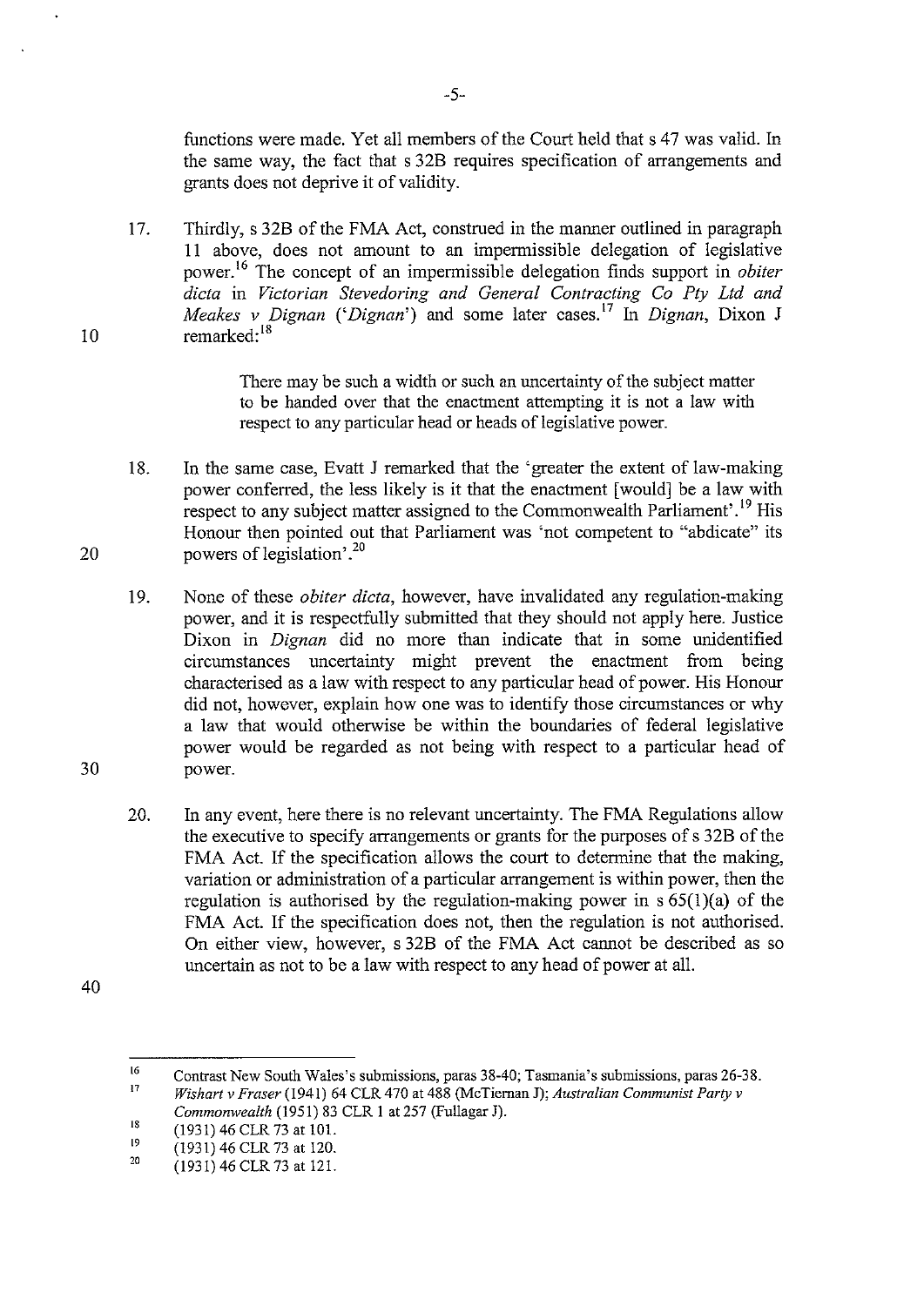functions were made. Yet all members of the Court held that s 47 was valid. In the same way, the fact that s 32B requires specification of arrangements and grants does not deprive it of validity.

17. Thirdly, s 32B of the FMA Act, construed in the manner outlined in paragraph 11 above, does not amount to an impermissible delegation of legislative power.[16] The concept of an impermissible delegation finds support in *obiter dicta* in *Victorian Stevedoring and General Contracting Co Pty Ltd and Meakes v Dignan* ('*Dignan*') and some later cases.[17] In *Dignan*, Dixon J remarked:[18]

> There may be such a width or such an uncertainty of the subject matter to be handed over that the enactment attempting it is not a law with respect to any particular head or heads of legislative power.

18. In the same case, Evatt J remarked that the 'greater the extent of law-making power conferred, the less likely is it that the enactment [would] be a law with respect to any subject matter assigned to the Commonwealth Parliament'.[19] His Honour then pointed out that Parliament was 'not competent to "abdicate" its powers of legislation'.[20]

19. None of these *obiter dicta*, however, have invalidated any regulation-making power, and it is respectfully submitted that they should not apply here. Justice Dixon in *Dignan* did no more than indicate that in some unidentified circumstances uncertainty might prevent the enactment from being characterised as a law with respect to any particular head of power. His Honour did not, however, explain how one was to identify those circumstances or why a law that would otherwise be within the boundaries of federal legislative power would be regarded as not being with respect to a particular head of power.

20. In any event, here there is no relevant uncertainty. The FMA Regulations allow the executive to specify arrangements or grants for the purposes of s 32B of the FMA Act. If the specification allows the court to determine that the making, variation or administration of a particular arrangement is within power, then the regulation is authorised by the regulation-making power in s 65(1)(a) of the FMA Act. If the specification does not, then the regulation is not authorised. On either view, however, s 32B of the FMA Act cannot be described as so uncertain as not to be a law with respect to any head of power at all.

---

[16] Contrast New South Wales's submissions, paras 38-40; Tasmania's submissions, paras 26-38.

[17] *Wishart v Fraser* (1941) 64 CLR 470 at 488 (McTiernan J); *Australian Communist Party v Commonwealth* (1951) 83 CLR 1 at 257 (Fullagar J).

[18] (1931) 46 CLR 73 at 101.

[19] (1931) 46 CLR 73 at 120.

[20] (1931) 46 CLR 73 at 121.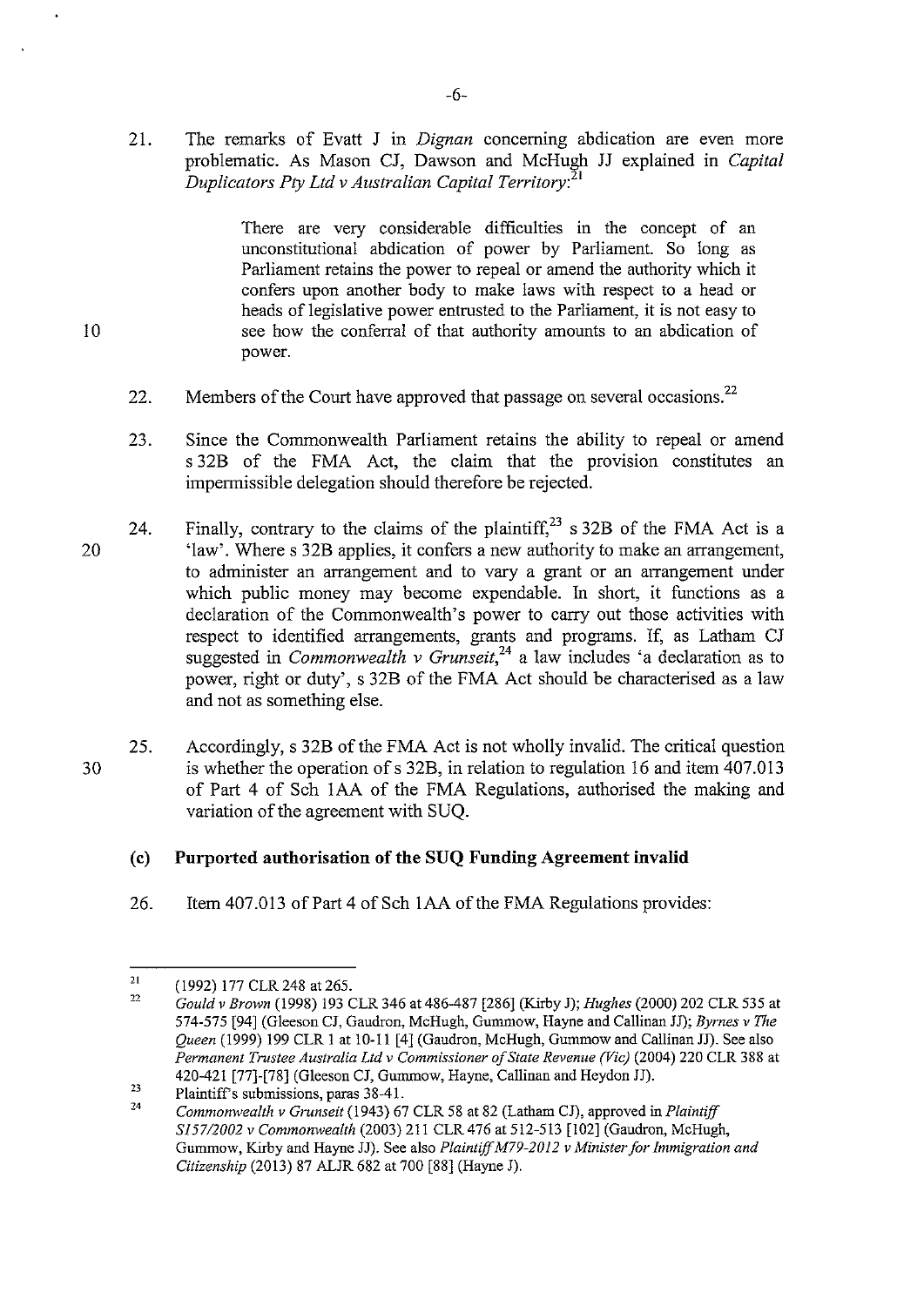21. The remarks of Evatt J in *Dignan* concerning abdication are even more problematic. As Mason CJ, Dawson and McHugh JJ explained in *Capital Duplicators Pty Ltd v Australian Capital Territory*:[21]

> There are very considerable difficulties in the concept of an unconstitutional abdication of power by Parliament. So long as Parliament retains the power to repeal or amend the authority which it confers upon another body to make laws with respect to a head or heads of legislative power entrusted to the Parliament, it is not easy to see how the conferral of that authority amounts to an abdication of power.

22. Members of the Court have approved that passage on several occasions.[22]

23. Since the Commonwealth Parliament retains the ability to repeal or amend s 32B of the FMA Act, the claim that the provision constitutes an impermissible delegation should therefore be rejected.

24. Finally, contrary to the claims of the plaintiff,[23] s 32B of the FMA Act is a 'law'. Where s 32B applies, it confers a new authority to make an arrangement, to administer an arrangement and to vary a grant or an arrangement under which public money may become expendable. In short, it functions as a declaration of the Commonwealth's power to carry out those activities with respect to identified arrangements, grants and programs. If, as Latham CJ suggested in *Commonwealth v Grunseit*,[24] a law includes 'a declaration as to power, right or duty', s 32B of the FMA Act should be characterised as a law and not as something else.

25. Accordingly, s 32B of the FMA Act is not wholly invalid. The critical question is whether the operation of s 32B, in relation to regulation 16 and item 407.013 of Part 4 of Sch 1AA of the FMA Regulations, authorised the making and variation of the agreement with SUQ.

### (c) Purported authorisation of the SUQ Funding Agreement invalid

26. Item 407.013 of Part 4 of Sch 1AA of the FMA Regulations provides:

---

[21] (1992) 177 CLR 248 at 265.

[22] *Gould v Brown* (1998) 193 CLR 346 at 486-487 [286] (Kirby J); *Hughes* (2000) 202 CLR 535 at 574-575 [94] (Gleeson CJ, Gaudron, McHugh, Gummow, Hayne and Callinan JJ); *Byrnes v The Queen* (1999) 199 CLR 1 at 10-11 [4] (Gaudron, McHugh, Gummow and Callinan JJ). See also *Permanent Trustee Australia Ltd v Commissioner of State Revenue (Vic)* (2004) 220 CLR 388 at 420-421 [77]-[78] (Gleeson CJ, Gummow, Hayne, Callinan and Heydon JJ).

[23] Plaintiff's submissions, paras 38-41.

[24] *Commonwealth v Grunseit* (1943) 67 CLR 58 at 82 (Latham CJ), approved in *Plaintiff S157/2002 v Commonwealth* (2003) 211 CLR 476 at 512-513 [102] (Gaudron, McHugh, Gummow, Kirby and Hayne JJ). See also *Plaintiff M79-2012 v Minister for Immigration and Citizenship* (2013) 87 ALJR 682 at 700 [88] (Hayne J).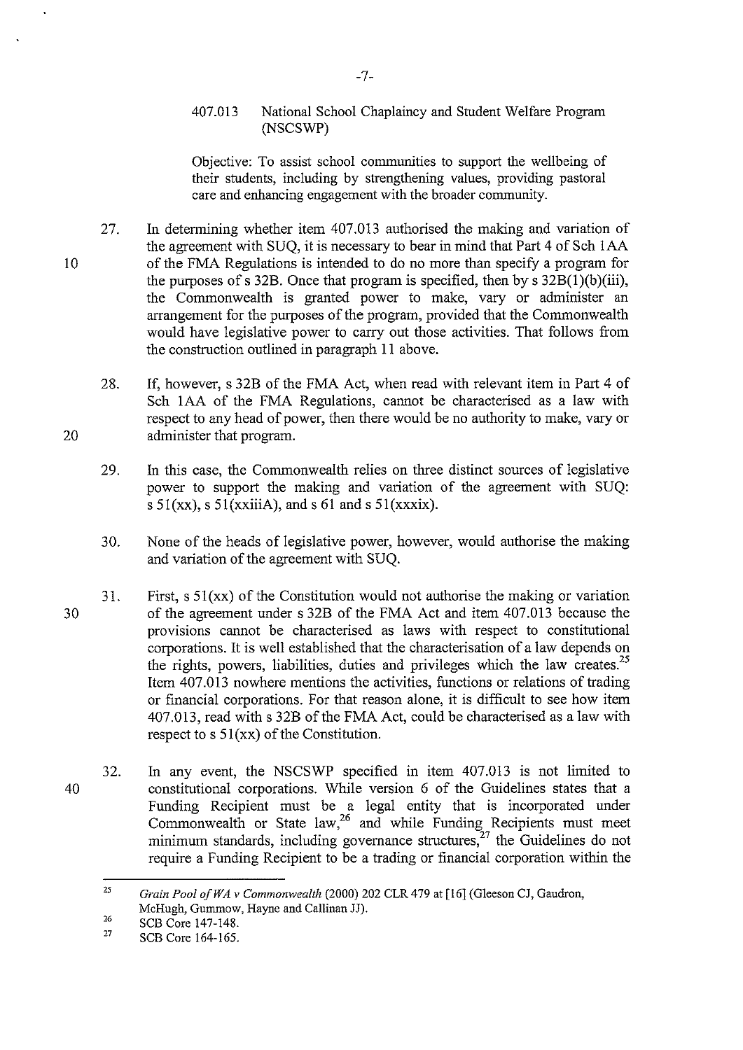407.013 National School Chaplaincy and Student Welfare Program (NSCSWP)

Objective: To assist school communities to support the wellbeing of their students, including by strengthening values, providing pastoral care and enhancing engagement with the broader community.

27. In determining whether item 407.013 authorised the making and variation of the agreement with SUQ, it is necessary to bear in mind that Part 4 of Sch 1AA of the FMA Regulations is intended to do no more than specify a program for the purposes of s 32B. Once that program is specified, then by s 32B(1)(b)(iii), the Commonwealth is granted power to make, vary or administer an arrangement for the purposes of the program, provided that the Commonwealth would have legislative power to carry out those activities. That follows from the construction outlined in paragraph 11 above.

28. If, however, s 32B of the FMA Act, when read with relevant item in Part 4 of Sch 1AA of the FMA Regulations, cannot be characterised as a law with respect to any head of power, then there would be no authority to make, vary or administer that program.

29. In this case, the Commonwealth relies on three distinct sources of legislative power to support the making and variation of the agreement with SUQ: s 51(xx), s 51(xxiiiA), and s 61 and s 51(xxxix).

30. None of the heads of legislative power, however, would authorise the making and variation of the agreement with SUQ.

31. First, s 51(xx) of the Constitution would not authorise the making or variation of the agreement under s 32B of the FMA Act and item 407.013 because the provisions cannot be characterised as laws with respect to constitutional corporations. It is well established that the characterisation of a law depends on the rights, powers, liabilities, duties and privileges which the law creates.[25] Item 407.013 nowhere mentions the activities, functions or relations of trading or financial corporations. For that reason alone, it is difficult to see how item 407.013, read with s 32B of the FMA Act, could be characterised as a law with respect to s 51(xx) of the Constitution.

32. In any event, the NSCSWP specified in item 407.013 is not limited to constitutional corporations. While version 6 of the Guidelines states that a Funding Recipient must be a legal entity that is incorporated under Commonwealth or State law,[26] and while Funding Recipients must meet minimum standards, including governance structures,[27] the Guidelines do not require a Funding Recipient to be a trading or financial corporation within the

---

[25] *Grain Pool of WA v Commonwealth* (2000) 202 CLR 479 at [16] (Gleeson CJ, Gaudron, McHugh, Gummow, Hayne and Callinan JJ).

[26] SCB Core 147-148.

[27] SCB Core 164-165.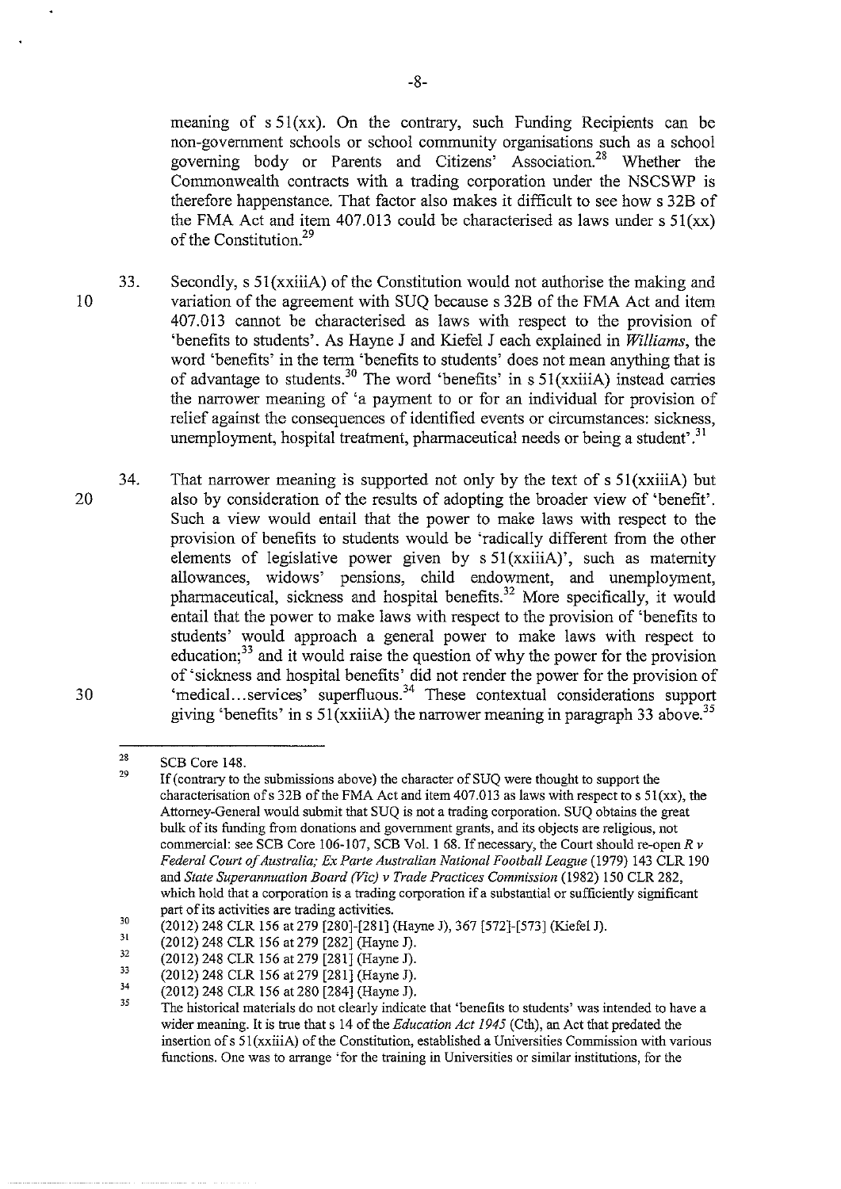meaning of s 51(xx). On the contrary, such Funding Recipients can be non-government schools or school community organisations such as a school governing body or Parents and Citizens' Association.[28] Whether the Commonwealth contracts with a trading corporation under the NSCSWP is therefore happenstance. That factor also makes it difficult to see how s 32B of the FMA Act and item 407.013 could be characterised as laws under s 51(xx) of the Constitution.[29]

33. Secondly, s 51(xxiiiA) of the Constitution would not authorise the making and variation of the agreement with SUQ because s 32B of the FMA Act and item 407.013 cannot be characterised as laws with respect to the provision of 'benefits to students'. As Hayne J and Kiefel J each explained in *Williams*, the word 'benefits' in the term 'benefits to students' does not mean anything that is of advantage to students.[30] The word 'benefits' in s 51(xxiiiA) instead carries the narrower meaning of 'a payment to or for an individual for provision of relief against the consequences of identified events or circumstances: sickness, unemployment, hospital treatment, pharmaceutical needs or being a student'.[31]

34. That narrower meaning is supported not only by the text of s 51(xxiiiA) but also by consideration of the results of adopting the broader view of 'benefit'. Such a view would entail that the power to make laws with respect to the provision of benefits to students would be 'radically different from the other elements of legislative power given by s 51(xxiiiA)', such as maternity allowances, widows' pensions, child endowment, and unemployment, pharmaceutical, sickness and hospital benefits.[32] More specifically, it would entail that the power to make laws with respect to the provision of 'benefits to students' would approach a general power to make laws with respect to education;[33] and it would raise the question of why the power for the provision of 'sickness and hospital benefits' did not render the power for the provision of 'medical...services' superfluous.[34] These contextual considerations support giving 'benefits' in s 51(xxiiiA) the narrower meaning in paragraph 33 above.[35]

---

[28] SCB Core 148.

[29] If (contrary to the submissions above) the character of SUQ were thought to support the characterisation of s 32B of the FMA Act and item 407.013 as laws with respect to s 51(xx), the Attorney-General would submit that SUQ is not a trading corporation. SUQ obtains the great bulk of its funding from donations and government grants, and its objects are religious, not commercial: see SCB Core 106-107, SCB Vol. 1 68. If necessary, the Court should re-open *R v Federal Court of Australia; Ex Parte Australian National Football League* (1979) 143 CLR 190 and *State Superannuation Board (Vic) v Trade Practices Commission* (1982) 150 CLR 282, which hold that a corporation is a trading corporation if a substantial or sufficiently significant part of its activities are trading activities.

[30] (2012) 248 CLR 156 at 279 [280]-[281] (Hayne J), 367 [572]-[573] (Kiefel J).

[31] (2012) 248 CLR 156 at 279 [282] (Hayne J).

[32] (2012) 248 CLR 156 at 279 [281] (Hayne J).

[33] (2012) 248 CLR 156 at 279 [281] (Hayne J).

[34] (2012) 248 CLR 156 at 280 [284] (Hayne J).

[35] The historical materials do not clearly indicate that 'benefits to students' was intended to have a wider meaning. It is true that s 14 of the *Education Act 1945* (Cth), an Act that predated the insertion of s 51(xxiiiA) of the Constitution, established a Universities Commission with various functions. One was to arrange 'for the training in Universities or similar institutions, for the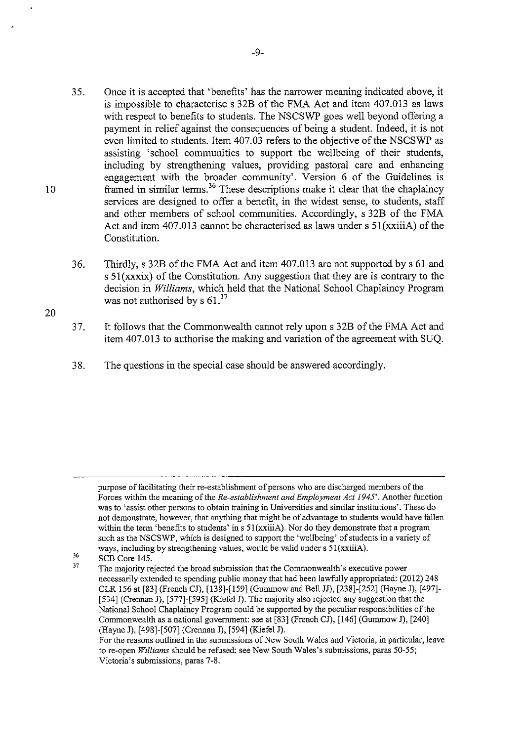35. Once it is accepted that 'benefits' has the narrower meaning indicated above, it is impossible to characterise s 32B of the FMA Act and item 407.013 as laws with respect to benefits to students. The NSCSWP goes well beyond offering a payment in relief against the consequences of being a student. Indeed, it is not even limited to students. Item 407.03 refers to the objective of the NSCSWP as assisting 'school communities to support the wellbeing of their students, including by strengthening values, providing pastoral care and enhancing engagement with the broader community'. Version 6 of the Guidelines is framed in similar terms.[36] These descriptions make it clear that the chaplaincy services are designed to offer a benefit, in the widest sense, to students, staff and other members of school communities. Accordingly, s 32B of the FMA Act and item 407.013 cannot be characterised as laws under s 51(xxiiiA) of the Constitution.

36. Thirdly, s 32B of the FMA Act and item 407.013 are not supported by s 61 and s 51(xxxix) of the Constitution. Any suggestion that they are is contrary to the decision in *Williams*, which held that the National School Chaplaincy Program was not authorised by s 61.[37]

37. It follows that the Commonwealth cannot rely upon s 32B of the FMA Act and item 407.013 to authorise the making and variation of the agreement with SUQ.

38. The questions in the special case should be answered accordingly.

---

purpose of facilitating their re-establishment of persons who are discharged members of the Forces within the meaning of the *Re-establishment and Employment Act 1945*'. Another function was to 'assist other persons to obtain training in Universities and similar institutions'. These do not demonstrate, however, that anything that might be of advantage to students would have fallen within the term 'benefits to students' in s 51(xxiiiA). Nor do they demonstrate that a program such as the NSCSWP, which is designed to support the 'wellbeing' of students in a variety of ways, including by strengthening values, would be valid under s 51(xxiiiA).

[36] SCB Core 145.

[37] The majority rejected the broad submission that the Commonwealth's executive power necessarily extended to spending public money that had been lawfully appropriated: (2012) 248 CLR 156 at [83] (French CJ), [138]-[159] (Gummow and Bell JJ), [238]-[252] (Hayne J), [497]-[534] (Crennan J), [577]-[595] (Kiefel J). The majority also rejected any suggestion that the National School Chaplaincy Program could be supported by the peculiar responsibilities of the Commonwealth as a national government: see at [83] (French CJ), [146] (Gummow J), [240] (Hayne J), [498]-[507] (Crennan J), [594] (Kiefel J).
For the reasons outlined in the submissions of New South Wales and Victoria, in particular, leave to re-open *Williams* should be refused: see New South Wales's submissions, paras 50-55; Victoria's submissions, paras 7-8.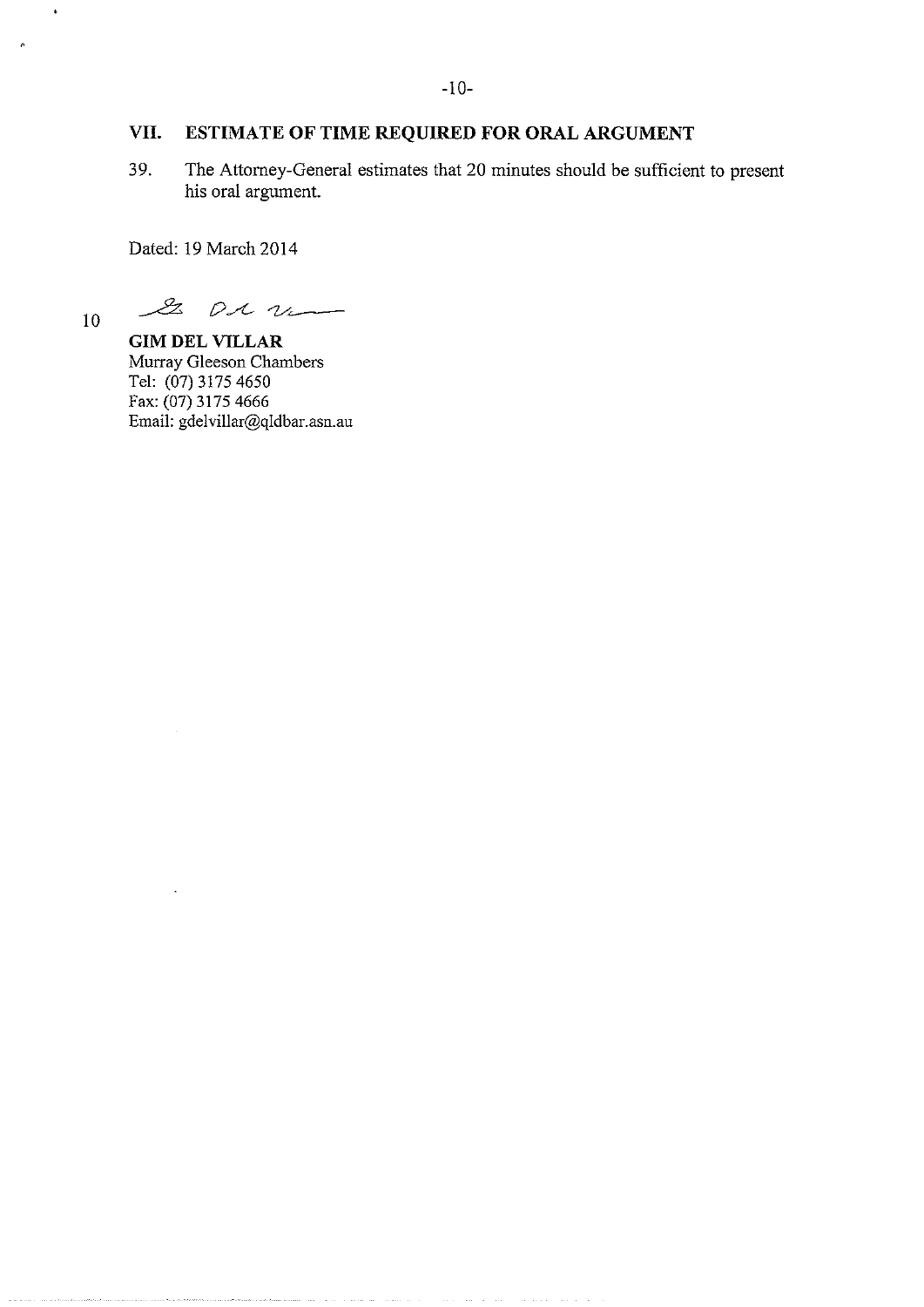## VII. ESTIMATE OF TIME REQUIRED FOR ORAL ARGUMENT

39. The Attorney-General estimates that 20 minutes should be sufficient to present his oral argument.

Dated: 19 March 2014

**GIM DEL VILLAR**
Murray Gleeson Chambers
Tel: (07) 3175 4650
Fax: (07) 3175 4666
Email: gdelvillar@qldbar.asn.au